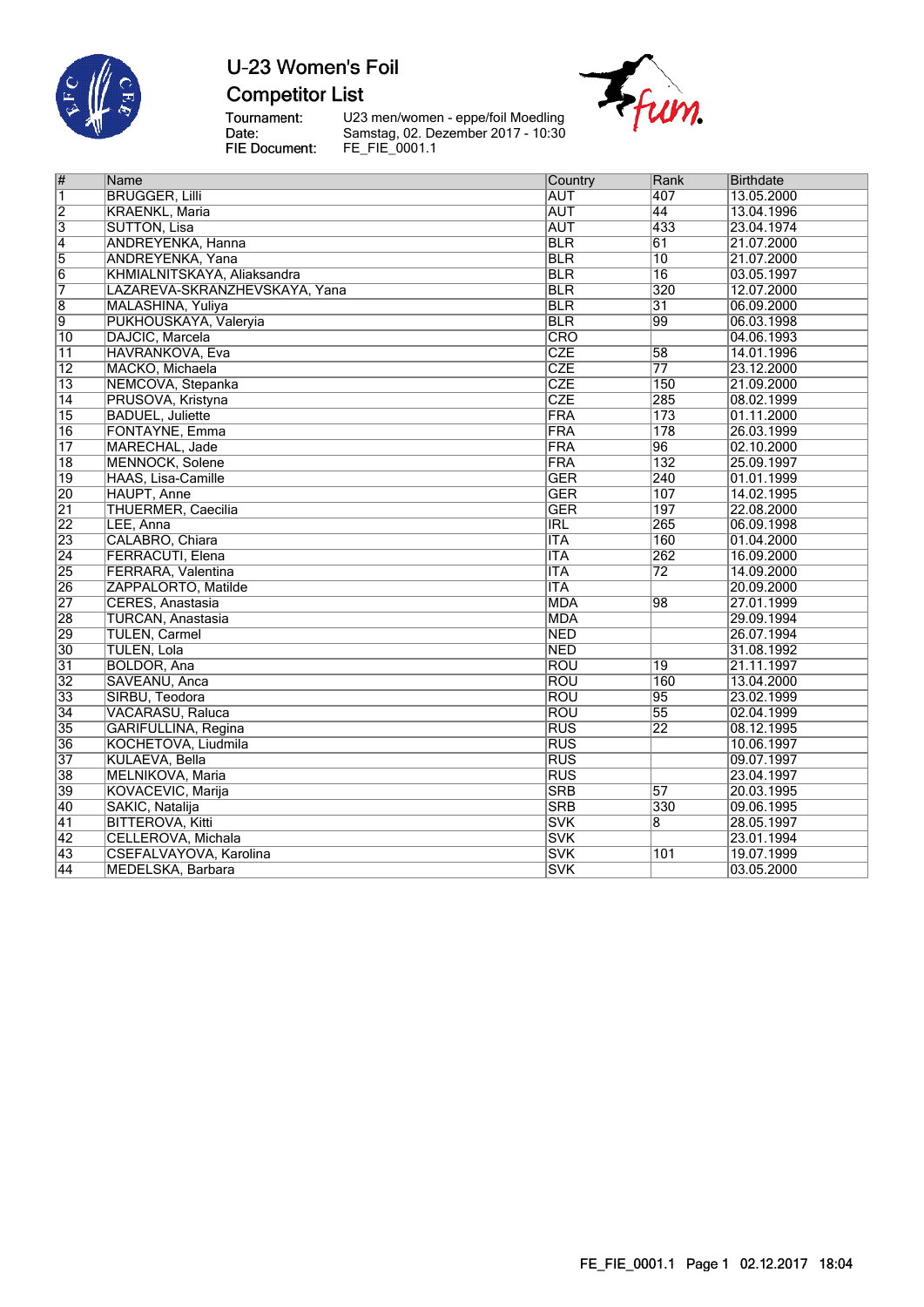# U-23 Women's Foil

## Competitor List

Tournament: U23 men/women - eppe/foil Moedling
Date: Samstag, 02. Dezember 2017 - 10:30
FIE Document: FE_FIE_0001.1

| # | Name | Country | Rank | Birthdate |
|---|---|---|---|---|
| 1 | BRUGGER, Lilli | AUT | 407 | 13.05.2000 |
| 2 | KRAENKL, Maria | AUT | 44 | 13.04.1996 |
| 3 | SUTTON, Lisa | AUT | 433 | 23.04.1974 |
| 4 | ANDREYENKA, Hanna | BLR | 61 | 21.07.2000 |
| 5 | ANDREYENKA, Yana | BLR | 10 | 21.07.2000 |
| 6 | KHMIALNITSKAYA, Aliaksandra | BLR | 16 | 03.05.1997 |
| 7 | LAZAREVA-SKRANZHEVSKAYA, Yana | BLR | 320 | 12.07.2000 |
| 8 | MALASHINA, Yuliya | BLR | 31 | 06.09.2000 |
| 9 | PUKHOUSKAYA, Valeryia | BLR | 99 | 06.03.1998 |
| 10 | DAJCIC, Marcela | CRO | | 04.06.1993 |
| 11 | HAVRANKOVA, Eva | CZE | 58 | 14.01.1996 |
| 12 | MACKO, Michaela | CZE | 77 | 23.12.2000 |
| 13 | NEMCOVA, Stepanka | CZE | 150 | 21.09.2000 |
| 14 | PRUSOVA, Kristyna | CZE | 285 | 08.02.1999 |
| 15 | BADUEL, Juliette | FRA | 173 | 01.11.2000 |
| 16 | FONTAYNE, Emma | FRA | 178 | 26.03.1999 |
| 17 | MARECHAL, Jade | FRA | 96 | 02.10.2000 |
| 18 | MENNOCK, Solene | FRA | 132 | 25.09.1997 |
| 19 | HAAS, Lisa-Camille | GER | 240 | 01.01.1999 |
| 20 | HAUPT, Anne | GER | 107 | 14.02.1995 |
| 21 | THUERMER, Caecilia | GER | 197 | 22.08.2000 |
| 22 | LEE, Anna | IRL | 265 | 06.09.1998 |
| 23 | CALABRO, Chiara | ITA | 160 | 01.04.2000 |
| 24 | FERRACUTI, Elena | ITA | 262 | 16.09.2000 |
| 25 | FERRARA, Valentina | ITA | 72 | 14.09.2000 |
| 26 | ZAPPALORTO, Matilde | ITA | | 20.09.2000 |
| 27 | CERES, Anastasia | MDA | 98 | 27.01.1999 |
| 28 | TURCAN, Anastasia | MDA | | 29.09.1994 |
| 29 | TULEN, Carmel | NED | | 26.07.1994 |
| 30 | TULEN, Lola | NED | | 31.08.1992 |
| 31 | BOLDOR, Ana | ROU | 19 | 21.11.1997 |
| 32 | SAVEANU, Anca | ROU | 160 | 13.04.2000 |
| 33 | SIRBU, Teodora | ROU | 95 | 23.02.1999 |
| 34 | VACARASU, Raluca | ROU | 55 | 02.04.1999 |
| 35 | GARIFULLINA, Regina | RUS | 22 | 08.12.1995 |
| 36 | KOCHETOVA, Liudmila | RUS | | 10.06.1997 |
| 37 | KULAEVA, Bella | RUS | | 09.07.1997 |
| 38 | MELNIKOVA, Maria | RUS | | 23.04.1997 |
| 39 | KOVACEVIC, Marija | SRB | 57 | 20.03.1995 |
| 40 | SAKIC, Natalija | SRB | 330 | 09.06.1995 |
| 41 | BITTEROVA, Kitti | SVK | 8 | 28.05.1997 |
| 42 | CELLEROVA, Michala | SVK | | 23.01.1994 |
| 43 | CSEFALVAYOVA, Karolina | SVK | 101 | 19.07.1999 |
| 44 | MEDELSKA, Barbara | SVK | | 03.05.2000 |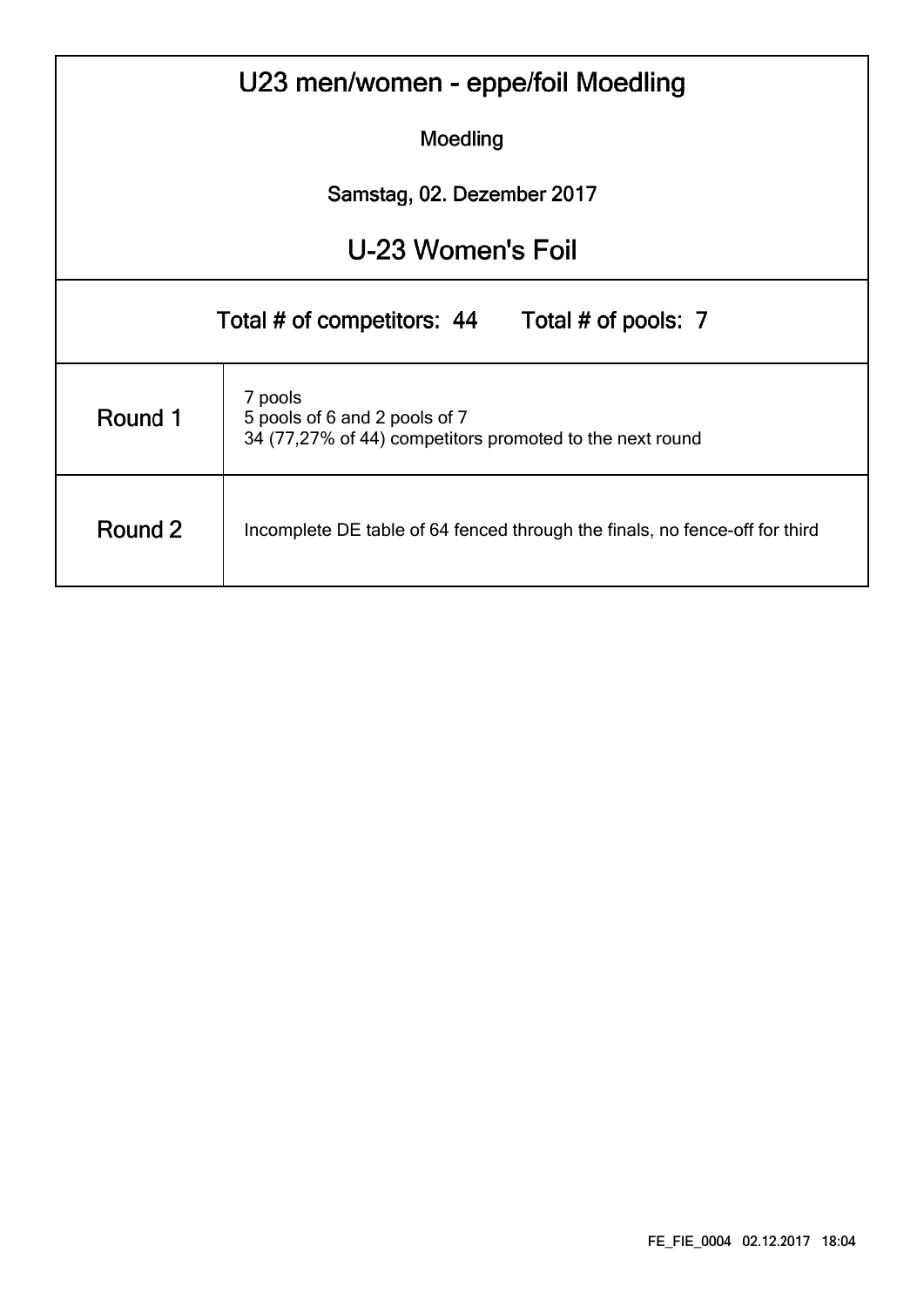# U23 men/women - eppe/foil Moedling

Moedling

Samstag, 02. Dezember 2017

## U-23 Women's Foil

Total # of competitors: 44 Total # of pools: 7

| | |
|---|---|
| Round 1 | 7 pools<br>5 pools of 6 and 2 pools of 7<br>34 (77,27% of 44) competitors promoted to the next round |
| Round 2 | Incomplete DE table of 64 fenced through the finals, no fence-off for third |

FE_FIE_0004 02.12.2017 18:04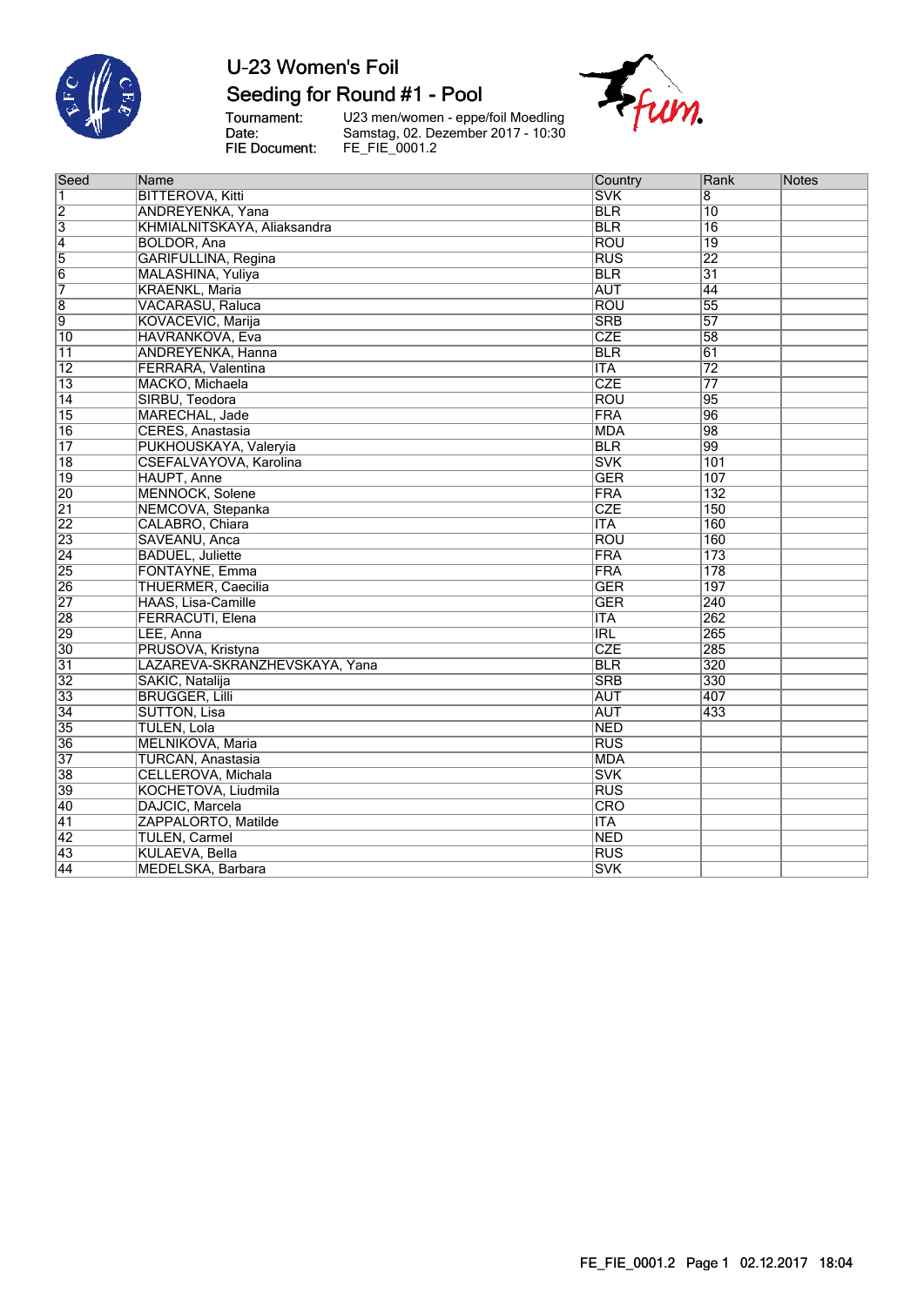# U-23 Women's Foil

## Seeding for Round #1 - Pool

Tournament: U23 men/women - eppe/foil Moedling
Date: Samstag, 02. Dezember 2017 - 10:30
FIE Document: FE_FIE_0001.2

| Seed | Name | Country | Rank | Notes |
|---|---|---|---|---|
| 1 | BITTEROVA, Kitti | SVK | 8 | |
| 2 | ANDREYENKA, Yana | BLR | 10 | |
| 3 | KHMIALNITSKAYA, Aliaksandra | BLR | 16 | |
| 4 | BOLDOR, Ana | ROU | 19 | |
| 5 | GARIFULLINA, Regina | RUS | 22 | |
| 6 | MALASHINA, Yuliya | BLR | 31 | |
| 7 | KRAENKL, Maria | AUT | 44 | |
| 8 | VACARASU, Raluca | ROU | 55 | |
| 9 | KOVACEVIC, Marija | SRB | 57 | |
| 10 | HAVRANKOVA, Eva | CZE | 58 | |
| 11 | ANDREYENKA, Hanna | BLR | 61 | |
| 12 | FERRARA, Valentina | ITA | 72 | |
| 13 | MACKO, Michaela | CZE | 77 | |
| 14 | SIRBU, Teodora | ROU | 95 | |
| 15 | MARECHAL, Jade | FRA | 96 | |
| 16 | CERES, Anastasia | MDA | 98 | |
| 17 | PUKHOUSKAYA, Valeryia | BLR | 99 | |
| 18 | CSEFALVAYOVA, Karolina | SVK | 101 | |
| 19 | HAUPT, Anne | GER | 107 | |
| 20 | MENNOCK, Solene | FRA | 132 | |
| 21 | NEMCOVA, Stepanka | CZE | 150 | |
| 22 | CALABRO, Chiara | ITA | 160 | |
| 23 | SAVEANU, Anca | ROU | 160 | |
| 24 | BADUEL, Juliette | FRA | 173 | |
| 25 | FONTAYNE, Emma | FRA | 178 | |
| 26 | THUERMER, Caecilia | GER | 197 | |
| 27 | HAAS, Lisa-Camille | GER | 240 | |
| 28 | FERRACUTI, Elena | ITA | 262 | |
| 29 | LEE, Anna | IRL | 265 | |
| 30 | PRUSOVA, Kristyna | CZE | 285 | |
| 31 | LAZAREVA-SKRANZHEVSKAYA, Yana | BLR | 320 | |
| 32 | SAKIC, Natalija | SRB | 330 | |
| 33 | BRUGGER, Lilli | AUT | 407 | |
| 34 | SUTTON, Lisa | AUT | 433 | |
| 35 | TULEN, Lola | NED | | |
| 36 | MELNIKOVA, Maria | RUS | | |
| 37 | TURCAN, Anastasia | MDA | | |
| 38 | CELLEROVA, Michala | SVK | | |
| 39 | KOCHETOVA, Liudmila | RUS | | |
| 40 | DAJCIC, Marcela | CRO | | |
| 41 | ZAPPALORTO, Matilde | ITA | | |
| 42 | TULEN, Carmel | NED | | |
| 43 | KULAEVA, Bella | RUS | | |
| 44 | MEDELSKA, Barbara | SVK | | |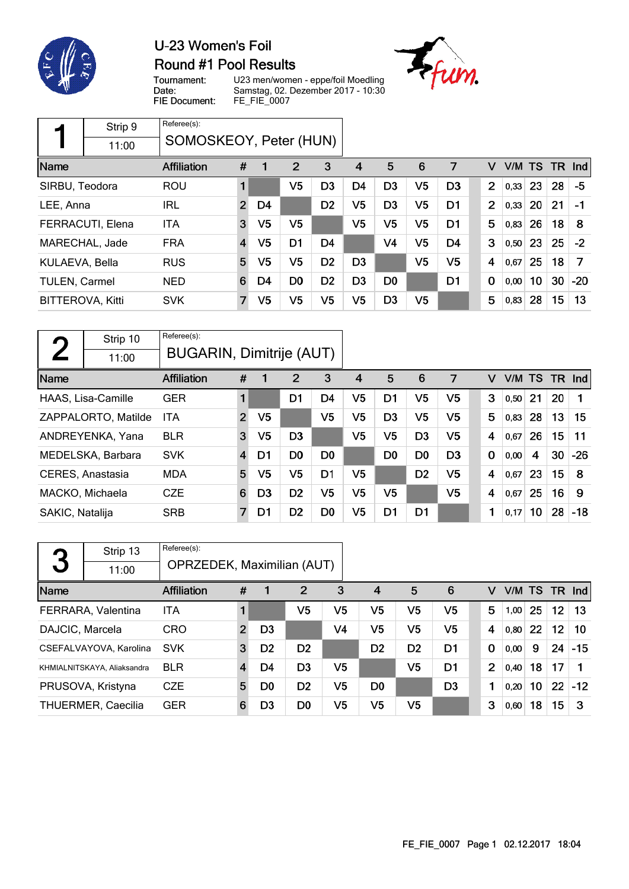# U-23 Women's Foil

## Round #1 Pool Results

Tournament: U23 men/women - eppe/foil Moedling
Date: Samstag, 02. Dezember 2017 - 10:30
FIE Document: FE_FIE_0007

### Pool 1

Strip 9 — 11:00

Referee(s): SOMOSKEOY, Peter (HUN)

| Name | Affiliation | # | 1 | 2 | 3 | 4 | 5 | 6 | 7 | V | V/M | TS | TR | Ind |
|---|---|---|---|---|---|---|---|---|---|---|---|---|---|---|
| SIRBU, Teodora | ROU | 1 | | V5 | D3 | D4 | D3 | V5 | D3 | 2 | 0,33 | 23 | 28 | -5 |
| LEE, Anna | IRL | 2 | D4 | | D2 | V5 | D3 | V5 | D1 | 2 | 0,33 | 20 | 21 | -1 |
| FERRACUTI, Elena | ITA | 3 | V5 | V5 | | V5 | V5 | V5 | D1 | 5 | 0,83 | 26 | 18 | 8 |
| MARECHAL, Jade | FRA | 4 | V5 | D1 | D4 | | V4 | V5 | D4 | 3 | 0,50 | 23 | 25 | -2 |
| KULAEVA, Bella | RUS | 5 | V5 | V5 | D2 | D3 | | V5 | V5 | 4 | 0,67 | 25 | 18 | 7 |
| TULEN, Carmel | NED | 6 | D4 | D0 | D2 | D3 | D0 | | D1 | 0 | 0,00 | 10 | 30 | -20 |
| BITTEROVA, Kitti | SVK | 7 | V5 | V5 | V5 | V5 | D3 | V5 | | 5 | 0,83 | 28 | 15 | 13 |

### Pool 2

Strip 10 — 11:00

Referee(s): BUGARIN, Dimitrije (AUT)

| Name | Affiliation | # | 1 | 2 | 3 | 4 | 5 | 6 | 7 | V | V/M | TS | TR | Ind |
|---|---|---|---|---|---|---|---|---|---|---|---|---|---|---|
| HAAS, Lisa-Camille | GER | 1 | | D1 | D4 | V5 | D1 | V5 | V5 | 3 | 0,50 | 21 | 20 | 1 |
| ZAPPALORTO, Matilde | ITA | 2 | V5 | | V5 | V5 | D3 | V5 | V5 | 5 | 0,83 | 28 | 13 | 15 |
| ANDREYENKA, Yana | BLR | 3 | V5 | D3 | | V5 | V5 | D3 | V5 | 4 | 0,67 | 26 | 15 | 11 |
| MEDELSKA, Barbara | SVK | 4 | D1 | D0 | D0 | | D0 | D0 | D3 | 0 | 0,00 | 4 | 30 | -26 |
| CERES, Anastasia | MDA | 5 | V5 | V5 | D1 | V5 | | D2 | V5 | 4 | 0,67 | 23 | 15 | 8 |
| MACKO, Michaela | CZE | 6 | D3 | D2 | V5 | V5 | V5 | | V5 | 4 | 0,67 | 25 | 16 | 9 |
| SAKIC, Natalija | SRB | 7 | D1 | D2 | D0 | V5 | D1 | D1 | | 1 | 0,17 | 10 | 28 | -18 |

### Pool 3

Strip 13 — 11:00

Referee(s): OPRZEDEK, Maximilian (AUT)

| Name | Affiliation | # | 1 | 2 | 3 | 4 | 5 | 6 | V | V/M | TS | TR | Ind |
|---|---|---|---|---|---|---|---|---|---|---|---|---|---|
| FERRARA, Valentina | ITA | 1 | | V5 | V5 | V5 | V5 | V5 | 5 | 1,00 | 25 | 12 | 13 |
| DAJCIC, Marcela | CRO | 2 | D3 | | V4 | V5 | V5 | V5 | 4 | 0,80 | 22 | 12 | 10 |
| CSEFALVAYOVA, Karolina | SVK | 3 | D2 | D2 | | D2 | D2 | D1 | 0 | 0,00 | 9 | 24 | -15 |
| KHMIALNITSKAYA, Aliaksandra | BLR | 4 | D4 | D3 | V5 | | V5 | D1 | 2 | 0,40 | 18 | 17 | 1 |
| PRUSOVA, Kristyna | CZE | 5 | D0 | D2 | V5 | D0 | | D3 | 1 | 0,20 | 10 | 22 | -12 |
| THUERMER, Caecilia | GER | 6 | D3 | D0 | V5 | V5 | V5 | | 3 | 0,60 | 18 | 15 | 3 |

FE_FIE_0007 Page 1 02.12.2017 18:04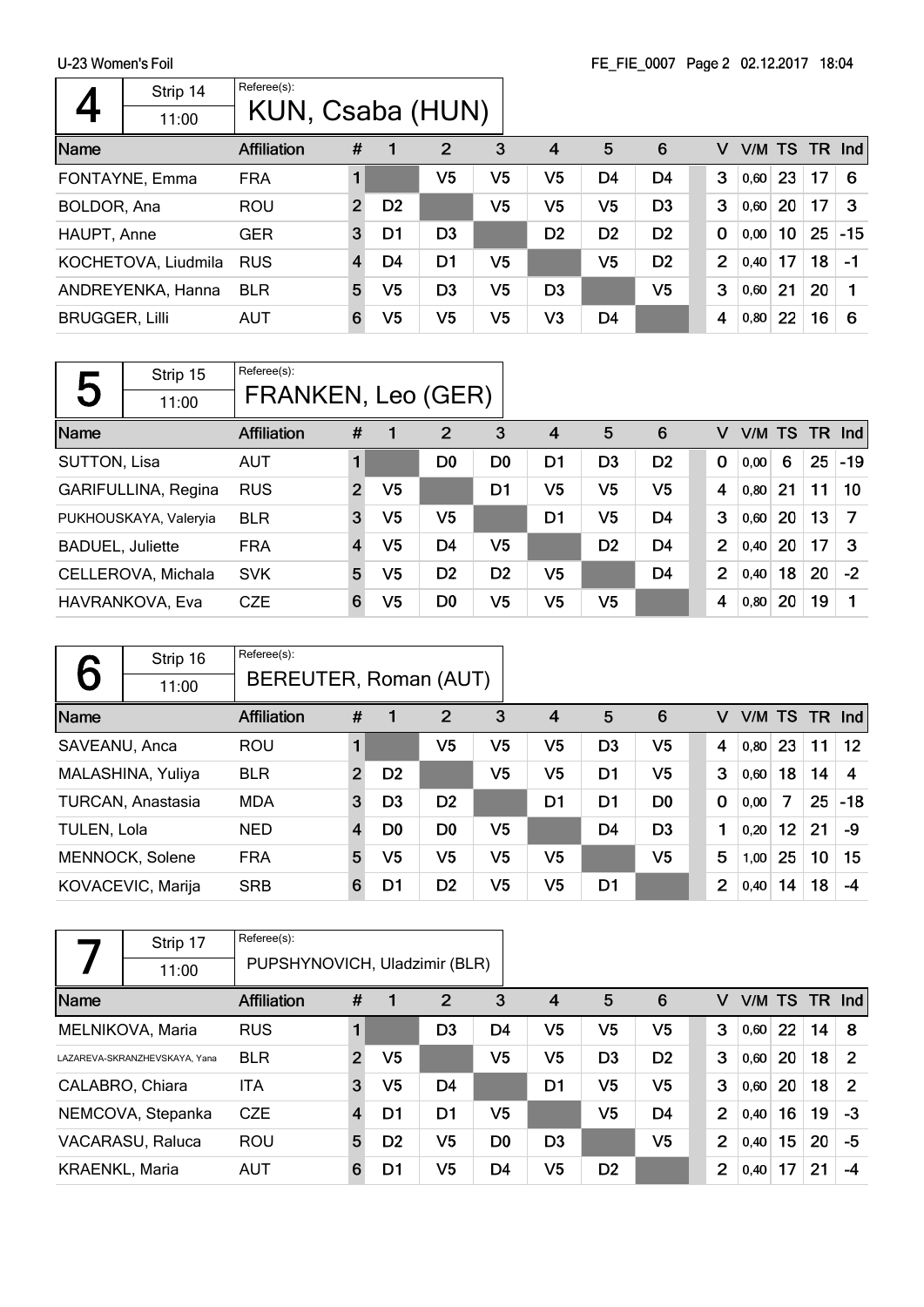U-23 Women's Foil

FE_FIE_0007 Page 2 02.12.2017 18:04

## 4

Strip 14 — 11:00

Referee(s): KUN, Csaba (HUN)

| Name | Affiliation | # | 1 | 2 | 3 | 4 | 5 | 6 | V | V/M | TS | TR | Ind |
|---|---|---|---|---|---|---|---|---|---|---|---|---|---|
| FONTAYNE, Emma | FRA | 1 | | V5 | V5 | V5 | D4 | D4 | 3 | 0,60 | 23 | 17 | 6 |
| BOLDOR, Ana | ROU | 2 | D2 | | V5 | V5 | V5 | D3 | 3 | 0,60 | 20 | 17 | 3 |
| HAUPT, Anne | GER | 3 | D1 | D3 | | D2 | D2 | D2 | 0 | 0,00 | 10 | 25 | -15 |
| KOCHETOVA, Liudmila | RUS | 4 | D4 | D1 | V5 | | V5 | D2 | 2 | 0,40 | 17 | 18 | -1 |
| ANDREYENKA, Hanna | BLR | 5 | V5 | D3 | V5 | D3 | | V5 | 3 | 0,60 | 21 | 20 | 1 |
| BRUGGER, Lilli | AUT | 6 | V5 | V5 | V5 | V3 | D4 | | 4 | 0,80 | 22 | 16 | 6 |

## 5

Strip 15 — 11:00

Referee(s): FRANKEN, Leo (GER)

| Name | Affiliation | # | 1 | 2 | 3 | 4 | 5 | 6 | V | V/M | TS | TR | Ind |
|---|---|---|---|---|---|---|---|---|---|---|---|---|---|
| SUTTON, Lisa | AUT | 1 | | D0 | D0 | D1 | D3 | D2 | 0 | 0,00 | 6 | 25 | -19 |
| GARIFULLINA, Regina | RUS | 2 | V5 | | D1 | V5 | V5 | V5 | 4 | 0,80 | 21 | 11 | 10 |
| PUKHOUSKAYA, Valeryia | BLR | 3 | V5 | V5 | | D1 | V5 | D4 | 3 | 0,60 | 20 | 13 | 7 |
| BADUEL, Juliette | FRA | 4 | V5 | D4 | V5 | | D2 | D4 | 2 | 0,40 | 20 | 17 | 3 |
| CELLEROVA, Michala | SVK | 5 | V5 | D2 | D2 | V5 | | D4 | 2 | 0,40 | 18 | 20 | -2 |
| HAVRANKOVA, Eva | CZE | 6 | V5 | D0 | V5 | V5 | V5 | | 4 | 0,80 | 20 | 19 | 1 |

## 6

Strip 16 — 11:00

Referee(s): BEREUTER, Roman (AUT)

| Name | Affiliation | # | 1 | 2 | 3 | 4 | 5 | 6 | V | V/M | TS | TR | Ind |
|---|---|---|---|---|---|---|---|---|---|---|---|---|---|
| SAVEANU, Anca | ROU | 1 | | V5 | V5 | V5 | D3 | V5 | 4 | 0,80 | 23 | 11 | 12 |
| MALASHINA, Yuliya | BLR | 2 | D2 | | V5 | V5 | D1 | V5 | 3 | 0,60 | 18 | 14 | 4 |
| TURCAN, Anastasia | MDA | 3 | D3 | D2 | | D1 | D1 | D0 | 0 | 0,00 | 7 | 25 | -18 |
| TULEN, Lola | NED | 4 | D0 | D0 | V5 | | D4 | D3 | 1 | 0,20 | 12 | 21 | -9 |
| MENNOCK, Solene | FRA | 5 | V5 | V5 | V5 | V5 | | V5 | 5 | 1,00 | 25 | 10 | 15 |
| KOVACEVIC, Marija | SRB | 6 | D1 | D2 | V5 | V5 | D1 | | 2 | 0,40 | 14 | 18 | -4 |

## 7

Strip 17 — 11:00

Referee(s): PUPSHYNOVICH, Uladzimir (BLR)

| Name | Affiliation | # | 1 | 2 | 3 | 4 | 5 | 6 | V | V/M | TS | TR | Ind |
|---|---|---|---|---|---|---|---|---|---|---|---|---|---|
| MELNIKOVA, Maria | RUS | 1 | | D3 | D4 | V5 | V5 | V5 | 3 | 0,60 | 22 | 14 | 8 |
| LAZAREVA-SKRANZHEVSKAYA, Yana | BLR | 2 | V5 | | V5 | V5 | D3 | D2 | 3 | 0,60 | 20 | 18 | 2 |
| CALABRO, Chiara | ITA | 3 | V5 | D4 | | D1 | V5 | V5 | 3 | 0,60 | 20 | 18 | 2 |
| NEMCOVA, Stepanka | CZE | 4 | D1 | D1 | V5 | | V5 | D4 | 2 | 0,40 | 16 | 19 | -3 |
| VACARASU, Raluca | ROU | 5 | D2 | V5 | D0 | D3 | | V5 | 2 | 0,40 | 15 | 20 | -5 |
| KRAENKL, Maria | AUT | 6 | D1 | V5 | D4 | V5 | D2 | | 2 | 0,40 | 17 | 21 | -4 |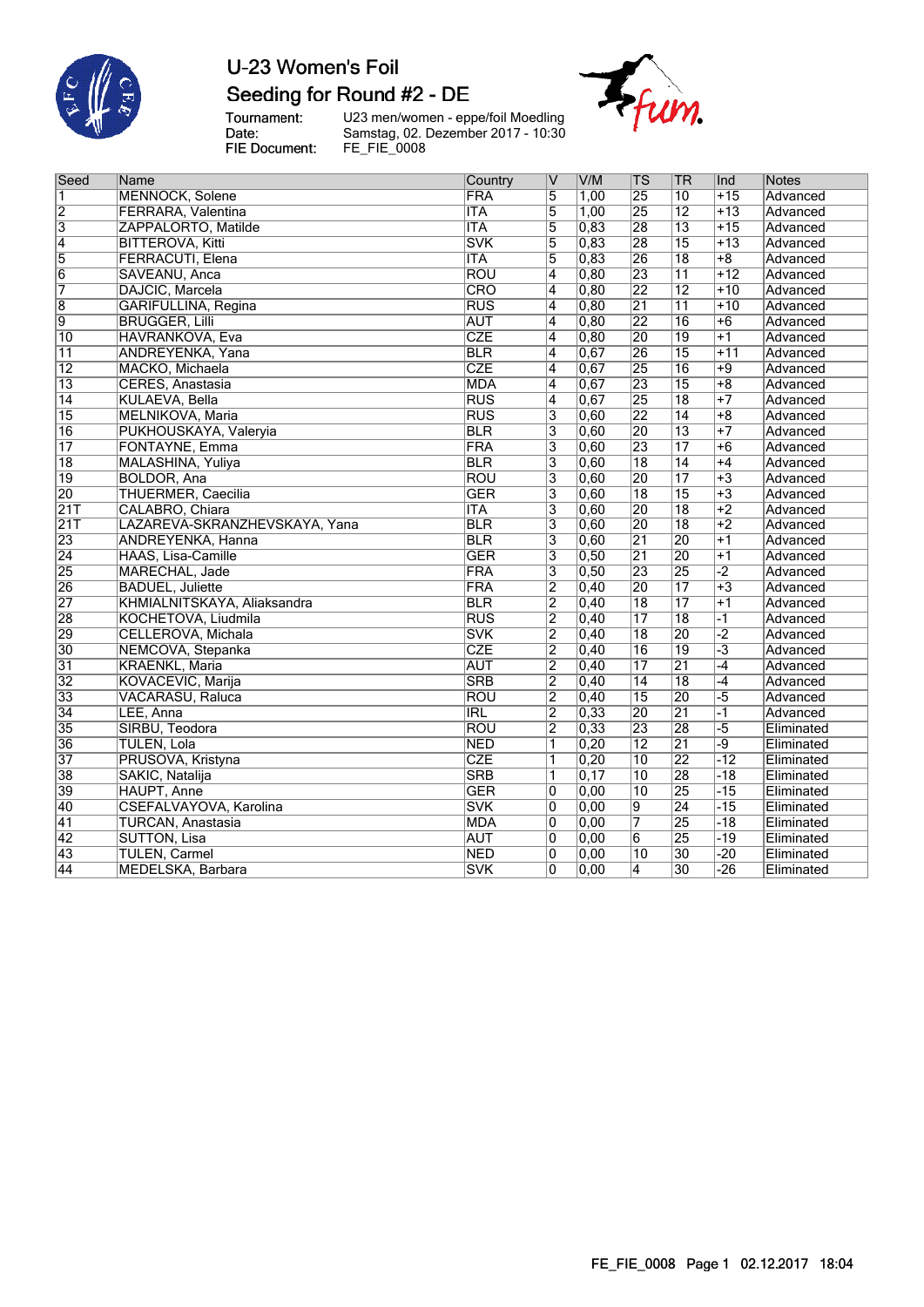# U-23 Women's Foil

## Seeding for Round #2 - DE

Tournament: U23 men/women - eppe/foil Moedling
Date: Samstag, 02. Dezember 2017 - 10:30
FIE Document: FE_FIE_0008

| Seed | Name | Country | V | V/M | TS | TR | Ind | Notes |
|---|---|---|---|---|---|---|---|---|
| 1 | MENNOCK, Solene | FRA | 5 | 1,00 | 25 | 10 | +15 | Advanced |
| 2 | FERRARA, Valentina | ITA | 5 | 1,00 | 25 | 12 | +13 | Advanced |
| 3 | ZAPPALORTO, Matilde | ITA | 5 | 0,83 | 28 | 13 | +15 | Advanced |
| 4 | BITTEROVA, Kitti | SVK | 5 | 0,83 | 28 | 15 | +13 | Advanced |
| 5 | FERRACUTI, Elena | ITA | 5 | 0,83 | 26 | 18 | +8 | Advanced |
| 6 | SAVEANU, Anca | ROU | 4 | 0,80 | 23 | 11 | +12 | Advanced |
| 7 | DAJCIC, Marcela | CRO | 4 | 0,80 | 22 | 12 | +10 | Advanced |
| 8 | GARIFULLINA, Regina | RUS | 4 | 0,80 | 21 | 11 | +10 | Advanced |
| 9 | BRUGGER, Lilli | AUT | 4 | 0,80 | 22 | 16 | +6 | Advanced |
| 10 | HAVRANKOVA, Eva | CZE | 4 | 0,80 | 20 | 19 | +1 | Advanced |
| 11 | ANDREYENKA, Yana | BLR | 4 | 0,67 | 26 | 15 | +11 | Advanced |
| 12 | MACKO, Michaela | CZE | 4 | 0,67 | 25 | 16 | +9 | Advanced |
| 13 | CERES, Anastasia | MDA | 4 | 0,67 | 23 | 15 | +8 | Advanced |
| 14 | KULAEVA, Bella | RUS | 4 | 0,67 | 25 | 18 | +7 | Advanced |
| 15 | MELNIKOVA, Maria | RUS | 3 | 0,60 | 22 | 14 | +8 | Advanced |
| 16 | PUKHOUSKAYA, Valeryia | BLR | 3 | 0,60 | 20 | 13 | +7 | Advanced |
| 17 | FONTAYNE, Emma | FRA | 3 | 0,60 | 23 | 17 | +6 | Advanced |
| 18 | MALASHINA, Yuliya | BLR | 3 | 0,60 | 18 | 14 | +4 | Advanced |
| 19 | BOLDOR, Ana | ROU | 3 | 0,60 | 20 | 17 | +3 | Advanced |
| 20 | THUERMER, Caecilia | GER | 3 | 0,60 | 18 | 15 | +3 | Advanced |
| 21T | CALABRO, Chiara | ITA | 3 | 0,60 | 20 | 18 | +2 | Advanced |
| 21T | LAZAREVA-SKRANZHEVSKAYA, Yana | BLR | 3 | 0,60 | 20 | 18 | +2 | Advanced |
| 23 | ANDREYENKA, Hanna | BLR | 3 | 0,60 | 21 | 20 | +1 | Advanced |
| 24 | HAAS, Lisa-Camille | GER | 3 | 0,50 | 21 | 20 | +1 | Advanced |
| 25 | MARECHAL, Jade | FRA | 3 | 0,50 | 23 | 25 | -2 | Advanced |
| 26 | BADUEL, Juliette | FRA | 2 | 0,40 | 20 | 17 | +3 | Advanced |
| 27 | KHMIALNITSKAYA, Aliaksandra | BLR | 2 | 0,40 | 18 | 17 | +1 | Advanced |
| 28 | KOCHETOVA, Liudmila | RUS | 2 | 0,40 | 17 | 18 | -1 | Advanced |
| 29 | CELLEROVA, Michala | SVK | 2 | 0,40 | 18 | 20 | -2 | Advanced |
| 30 | NEMCOVA, Stepanka | CZE | 2 | 0,40 | 16 | 19 | -3 | Advanced |
| 31 | KRAENKL, Maria | AUT | 2 | 0,40 | 17 | 21 | -4 | Advanced |
| 32 | KOVACEVIC, Marija | SRB | 2 | 0,40 | 14 | 18 | -4 | Advanced |
| 33 | VACARASU, Raluca | ROU | 2 | 0,40 | 15 | 20 | -5 | Advanced |
| 34 | LEE, Anna | IRL | 2 | 0,33 | 20 | 21 | -1 | Advanced |
| 35 | SIRBU, Teodora | ROU | 2 | 0,33 | 23 | 28 | -5 | Eliminated |
| 36 | TULEN, Lola | NED | 1 | 0,20 | 12 | 21 | -9 | Eliminated |
| 37 | PRUSOVA, Kristyna | CZE | 1 | 0,20 | 10 | 22 | -12 | Eliminated |
| 38 | SAKIC, Natalija | SRB | 1 | 0,17 | 10 | 28 | -18 | Eliminated |
| 39 | HAUPT, Anne | GER | 0 | 0,00 | 10 | 25 | -15 | Eliminated |
| 40 | CSEFALVAYOVA, Karolina | SVK | 0 | 0,00 | 9 | 24 | -15 | Eliminated |
| 41 | TURCAN, Anastasia | MDA | 0 | 0,00 | 7 | 25 | -18 | Eliminated |
| 42 | SUTTON, Lisa | AUT | 0 | 0,00 | 6 | 25 | -19 | Eliminated |
| 43 | TULEN, Carmel | NED | 0 | 0,00 | 10 | 30 | -20 | Eliminated |
| 44 | MEDELSKA, Barbara | SVK | 0 | 0,00 | 4 | 30 | -26 | Eliminated |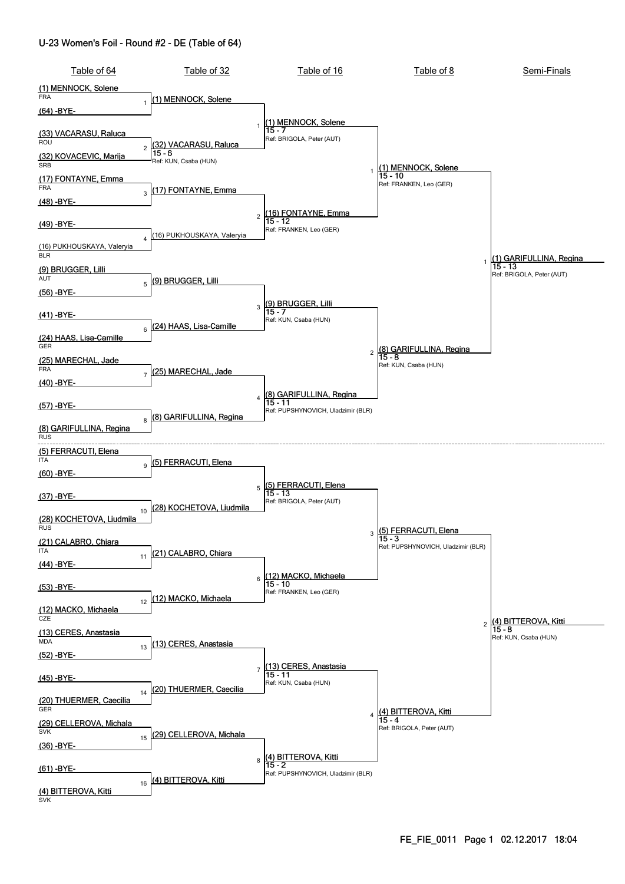# U-23 Women's Foil - Round #2 - DE (Table of 64)

## Table of 64

| Bout | Fencer 1 | Fencer 2 |
|---|---|---|
| 1 | (1) MENNOCK, Solene (FRA) | (64) -BYE- |
| 2 | (33) VACARASU, Raluca (ROU) | (32) KOVACEVIC, Marija (SRB) |
| 3 | (17) FONTAYNE, Emma (FRA) | (48) -BYE- |
| 4 | (49) -BYE- | (16) PUKHOUSKAYA, Valeryia (BLR) |
| 5 | (9) BRUGGER, Lilli (AUT) | (56) -BYE- |
| 6 | (41) -BYE- | (24) HAAS, Lisa-Camille (GER) |
| 7 | (25) MARECHAL, Jade (FRA) | (40) -BYE- |
| 8 | (57) -BYE- | (8) GARIFULLINA, Regina (RUS) |
| 9 | (5) FERRACUTI, Elena (ITA) | (60) -BYE- |
| 10 | (37) -BYE- | (28) KOCHETOVA, Liudmila (RUS) |
| 11 | (21) CALABRO, Chiara (ITA) | (44) -BYE- |
| 12 | (53) -BYE- | (12) MACKO, Michaela (CZE) |
| 13 | (13) CERES, Anastasia (MDA) | (52) -BYE- |
| 14 | (45) -BYE- | (20) THUERMER, Caecilia (GER) |
| 15 | (29) CELLEROVA, Michala (SVK) | (36) -BYE- |
| 16 | (61) -BYE- | (4) BITTEROVA, Kitti (SVK) |

## Table of 32

| Bout | Winner | Score | Referee |
|---|---|---|---|
| 1 | (1) MENNOCK, Solene | | |
| 2 | (32) VACARASU, Raluca | 15 - 6 | KUN, Csaba (HUN) |
| 3 | (17) FONTAYNE, Emma | | |
| 4 | (16) PUKHOUSKAYA, Valeryia | | |
| 5 | (9) BRUGGER, Lilli | | |
| 6 | (24) HAAS, Lisa-Camille | | |
| 7 | (25) MARECHAL, Jade | | |
| 8 | (8) GARIFULLINA, Regina | | |
| 9 | (5) FERRACUTI, Elena | | |
| 10 | (28) KOCHETOVA, Liudmila | | |
| 11 | (21) CALABRO, Chiara | | |
| 12 | (12) MACKO, Michaela | | |
| 13 | (13) CERES, Anastasia | | |
| 14 | (20) THUERMER, Caecilia | | |
| 15 | (29) CELLEROVA, Michala | | |
| 16 | (4) BITTEROVA, Kitti | | |

## Table of 16

| Bout | Winner | Score | Referee |
|---|---|---|---|
| 1 | (1) MENNOCK, Solene | 15 - 7 | BRIGOLA, Peter (AUT) |
| 2 | (16) FONTAYNE, Emma | 15 - 12 | FRANKEN, Leo (GER) |
| 3 | (9) BRUGGER, Lilli | 15 - 7 | KUN, Csaba (HUN) |
| 4 | (8) GARIFULLINA, Regina | 15 - 11 | PUPSHYNOVICH, Uladzimir (BLR) |
| 5 | (5) FERRACUTI, Elena | 15 - 13 | BRIGOLA, Peter (AUT) |
| 6 | (12) MACKO, Michaela | 15 - 10 | FRANKEN, Leo (GER) |
| 7 | (13) CERES, Anastasia | 15 - 11 | KUN, Csaba (HUN) |
| 8 | (4) BITTEROVA, Kitti | 15 - 2 | PUPSHYNOVICH, Uladzimir (BLR) |

## Table of 8

| Bout | Winner | Score | Referee |
|---|---|---|---|
| 1 | (1) MENNOCK, Solene | 15 - 10 | FRANKEN, Leo (GER) |
| 2 | (8) GARIFULLINA, Regina | 15 - 8 | KUN, Csaba (HUN) |
| 3 | (5) FERRACUTI, Elena | 15 - 3 | PUPSHYNOVICH, Uladzimir (BLR) |
| 4 | (4) BITTEROVA, Kitti | 15 - 4 | BRIGOLA, Peter (AUT) |

## Semi-Finals

| Bout | Winner | Score | Referee |
|---|---|---|---|
| 1 | (1) GARIFULLINA, Regina | 15 - 13 | BRIGOLA, Peter (AUT) |
| 2 | (4) BITTEROVA, Kitti | 15 - 8 | KUN, Csaba (HUN) |

FE_FIE_0011 Page 1 02.12.2017 18:04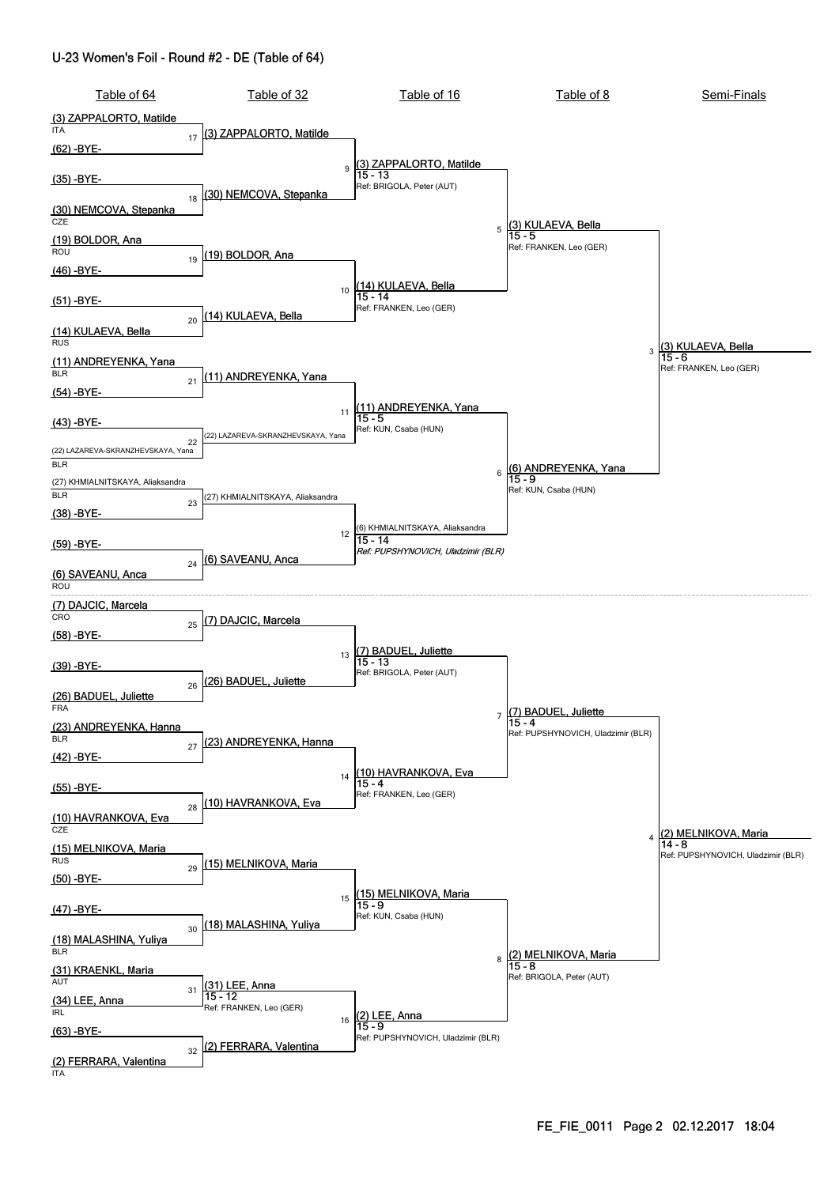## U-23 Women's Foil - Round #2 - DE (Table of 64)

### Table of 64

| Seed | Name | Country |
|---|---|---|
| (3) | ZAPPALORTO, Matilde | ITA |
| (62) | -BYE- | |
| (35) | -BYE- | |
| (30) | NEMCOVA, Stepanka | CZE |
| (19) | BOLDOR, Ana | ROU |
| (46) | -BYE- | |
| (51) | -BYE- | |
| (14) | KULAEVA, Bella | RUS |
| (11) | ANDREYENKA, Yana | BLR |
| (54) | -BYE- | |
| (43) | -BYE- | |
| (22) | LAZAREVA-SKRANZHEVSKAYA, Yana | BLR |
| (27) | KHMIALNITSKAYA, Aliaksandra | BLR |
| (38) | -BYE- | |
| (59) | -BYE- | |
| (6) | SAVEANU, Anca | ROU |
| (7) | DAJCIC, Marcela | CRO |
| (58) | -BYE- | |
| (39) | -BYE- | |
| (26) | BADUEL, Juliette | FRA |
| (23) | ANDREYENKA, Hanna | BLR |
| (42) | -BYE- | |
| (55) | -BYE- | |
| (10) | HAVRANKOVA, Eva | CZE |
| (15) | MELNIKOVA, Maria | RUS |
| (50) | -BYE- | |
| (47) | -BYE- | |
| (18) | MALASHINA, Yuliya | BLR |
| (31) | KRAENKL, Maria | AUT |
| (34) | LEE, Anna | IRL |
| (63) | -BYE- | |
| (2) | FERRARA, Valentina | ITA |

### Table of 32

| Bout | Winner | Score | Referee |
|---|---|---|---|
| 17 | (3) ZAPPALORTO, Matilde | | |
| 18 | (30) NEMCOVA, Stepanka | | |
| 19 | (19) BOLDOR, Ana | | |
| 20 | (14) KULAEVA, Bella | | |
| 21 | (11) ANDREYENKA, Yana | | |
| 22 | (22) LAZAREVA-SKRANZHEVSKAYA, Yana | | |
| 23 | (27) KHMIALNITSKAYA, Aliaksandra | | |
| 24 | (6) SAVEANU, Anca | | |
| 25 | (7) DAJCIC, Marcela | | |
| 26 | (26) BADUEL, Juliette | | |
| 27 | (23) ANDREYENKA, Hanna | | |
| 28 | (10) HAVRANKOVA, Eva | | |
| 29 | (15) MELNIKOVA, Maria | | |
| 30 | (18) MALASHINA, Yuliya | | |
| 31 | (31) LEE, Anna | 15 - 12 | FRANKEN, Leo (GER) |
| 32 | (2) FERRARA, Valentina | | |

### Table of 16

| Bout | Winner | Score | Referee |
|---|---|---|---|
| 9 | (3) ZAPPALORTO, Matilde | 15 - 13 | BRIGOLA, Peter (AUT) |
| 10 | (14) KULAEVA, Bella | 15 - 14 | FRANKEN, Leo (GER) |
| 11 | (11) ANDREYENKA, Yana | 15 - 5 | KUN, Csaba (HUN) |
| 12 | (6) KHMIALNITSKAYA, Aliaksandra | 15 - 14 | *PUPSHYNOVICH, Uladzimir (BLR)* |
| 13 | (7) BADUEL, Juliette | 15 - 13 | BRIGOLA, Peter (AUT) |
| 14 | (10) HAVRANKOVA, Eva | 15 - 4 | FRANKEN, Leo (GER) |
| 15 | (15) MELNIKOVA, Maria | 15 - 9 | KUN, Csaba (HUN) |
| 16 | (2) LEE, Anna | 15 - 9 | PUPSHYNOVICH, Uladzimir (BLR) |

### Table of 8

| Bout | Winner | Score | Referee |
|---|---|---|---|
| 5 | (3) KULAEVA, Bella | 15 - 5 | FRANKEN, Leo (GER) |
| 6 | (6) ANDREYENKA, Yana | 15 - 9 | KUN, Csaba (HUN) |
| 7 | (7) BADUEL, Juliette | 15 - 4 | PUPSHYNOVICH, Uladzimir (BLR) |
| 8 | (2) MELNIKOVA, Maria | 15 - 8 | BRIGOLA, Peter (AUT) |

### Semi-Finals

| Bout | Winner | Score | Referee |
|---|---|---|---|
| 3 | (3) KULAEVA, Bella | 15 - 6 | FRANKEN, Leo (GER) |
| 4 | (2) MELNIKOVA, Maria | 14 - 8 | PUPSHYNOVICH, Uladzimir (BLR) |

FE_FIE_0011 Page 2 02.12.2017 18:04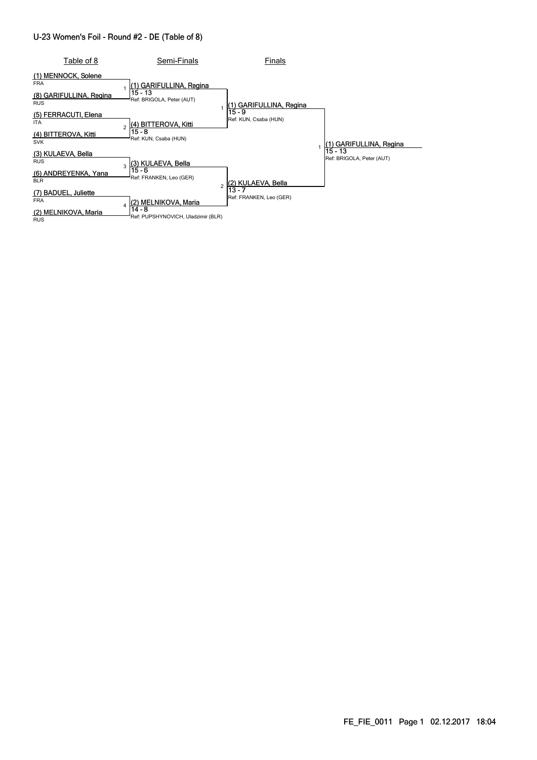# U-23 Women's Foil - Round #2 - DE (Table of 8)

## Table of 8

| Bout | Fencer A | Fencer B |
|---|---|---|
| 1 | (1) MENNOCK, Solene (FRA) | (8) GARIFULLINA, Regina (RUS) |
| 2 | (5) FERRACUTI, Elena (ITA) | (4) BITTEROVA, Kitti (SVK) |
| 3 | (3) KULAEVA, Bella (RUS) | (6) ANDREYENKA, Yana (BLR) |
| 4 | (7) BADUEL, Juliette (FRA) | (2) MELNIKOVA, Maria (RUS) |

## Semi-Finals

| Bout | Winner | Score | Referee |
|---|---|---|---|
| 1 | (1) GARIFULLINA, Regina | 15 - 13 | Ref: BRIGOLA, Peter (AUT) |
| 2 | (4) BITTEROVA, Kitti | 15 - 8 | Ref: KUN, Csaba (HUN) |
| 3 | (3) KULAEVA, Bella | 15 - 6 | Ref: FRANKEN, Leo (GER) |
| 4 | (2) MELNIKOVA, Maria | 14 - 8 | Ref: PUPSHYNOVICH, Uladzimir (BLR) |

## Finals

| Bout | Winner | Score | Referee |
|---|---|---|---|
| 1 | (1) GARIFULLINA, Regina | 15 - 9 | Ref: KUN, Csaba (HUN) |
| 2 | (2) KULAEVA, Bella | 13 - 7 | Ref: FRANKEN, Leo (GER) |

## Final

| Bout | Winner | Score | Referee |
|---|---|---|---|
| 1 | (1) GARIFULLINA, Regina | 15 - 13 | Ref: BRIGOLA, Peter (AUT) |

FE_FIE_0011 Page 1 02.12.2017 18:04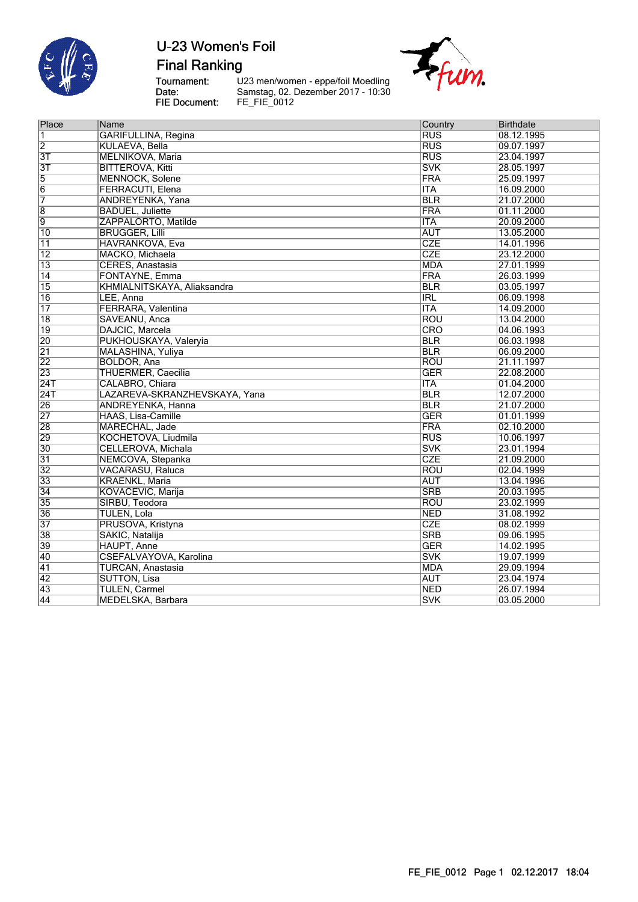# U-23 Women's Foil

## Final Ranking

Tournament: U23 men/women - eppe/foil Moedling
Date: Samstag, 02. Dezember 2017 - 10:30
FIE Document: FE_FIE_0012

| Place | Name | Country | Birthdate |
|---|---|---|---|
| 1 | GARIFULLINA, Regina | RUS | 08.12.1995 |
| 2 | KULAEVA, Bella | RUS | 09.07.1997 |
| 3T | MELNIKOVA, Maria | RUS | 23.04.1997 |
| 3T | BITTEROVA, Kitti | SVK | 28.05.1997 |
| 5 | MENNOCK, Solene | FRA | 25.09.1997 |
| 6 | FERRACUTI, Elena | ITA | 16.09.2000 |
| 7 | ANDREYENKA, Yana | BLR | 21.07.2000 |
| 8 | BADUEL, Juliette | FRA | 01.11.2000 |
| 9 | ZAPPALORTO, Matilde | ITA | 20.09.2000 |
| 10 | BRUGGER, Lilli | AUT | 13.05.2000 |
| 11 | HAVRANKOVA, Eva | CZE | 14.01.1996 |
| 12 | MACKO, Michaela | CZE | 23.12.2000 |
| 13 | CERES, Anastasia | MDA | 27.01.1999 |
| 14 | FONTAYNE, Emma | FRA | 26.03.1999 |
| 15 | KHMIALNITSKAYA, Aliaksandra | BLR | 03.05.1997 |
| 16 | LEE, Anna | IRL | 06.09.1998 |
| 17 | FERRARA, Valentina | ITA | 14.09.2000 |
| 18 | SAVEANU, Anca | ROU | 13.04.2000 |
| 19 | DAJCIC, Marcela | CRO | 04.06.1993 |
| 20 | PUKHOUSKAYA, Valeryia | BLR | 06.03.1998 |
| 21 | MALASHINA, Yuliya | BLR | 06.09.2000 |
| 22 | BOLDOR, Ana | ROU | 21.11.1997 |
| 23 | THUERMER, Caecilia | GER | 22.08.2000 |
| 24T | CALABRO, Chiara | ITA | 01.04.2000 |
| 24T | LAZAREVA-SKRANZHEVSKAYA, Yana | BLR | 12.07.2000 |
| 26 | ANDREYENKA, Hanna | BLR | 21.07.2000 |
| 27 | HAAS, Lisa-Camille | GER | 01.01.1999 |
| 28 | MARECHAL, Jade | FRA | 02.10.2000 |
| 29 | KOCHETOVA, Liudmila | RUS | 10.06.1997 |
| 30 | CELLEROVA, Michala | SVK | 23.01.1994 |
| 31 | NEMCOVA, Stepanka | CZE | 21.09.2000 |
| 32 | VACARASU, Raluca | ROU | 02.04.1999 |
| 33 | KRAENKL, Maria | AUT | 13.04.1996 |
| 34 | KOVACEVIC, Marija | SRB | 20.03.1995 |
| 35 | SIRBU, Teodora | ROU | 23.02.1999 |
| 36 | TULEN, Lola | NED | 31.08.1992 |
| 37 | PRUSOVA, Kristyna | CZE | 08.02.1999 |
| 38 | SAKIC, Natalija | SRB | 09.06.1995 |
| 39 | HAUPT, Anne | GER | 14.02.1995 |
| 40 | CSEFALVAYOVA, Karolina | SVK | 19.07.1999 |
| 41 | TURCAN, Anastasia | MDA | 29.09.1994 |
| 42 | SUTTON, Lisa | AUT | 23.04.1974 |
| 43 | TULEN, Carmel | NED | 26.07.1994 |
| 44 | MEDELSKA, Barbara | SVK | 03.05.2000 |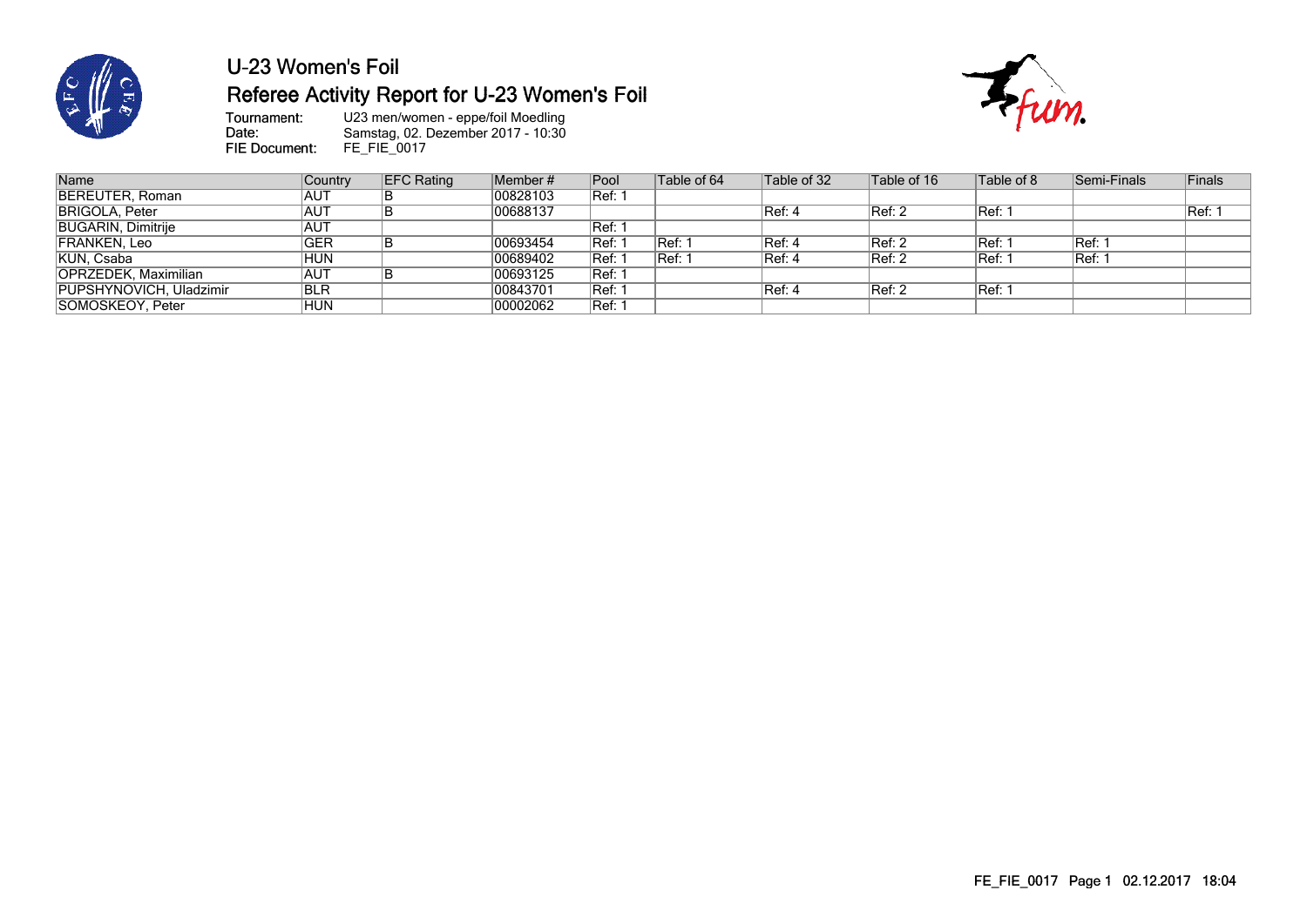# U-23 Women's Foil

## Referee Activity Report for U-23 Women's Foil

**Tournament:** U23 men/women - eppe/foil Moedling
**Date:** Samstag, 02. Dezember 2017 - 10:30
**FIE Document:** FE_FIE_0017

| Name | Country | EFC Rating | Member # | Pool | Table of 64 | Table of 32 | Table of 16 | Table of 8 | Semi-Finals | Finals |
|---|---|---|---|---|---|---|---|---|---|---|
| BEREUTER, Roman | AUT | B | 00828103 | Ref: 1 | | | | | | |
| BRIGOLA, Peter | AUT | B | 00688137 | | | Ref: 4 | Ref: 2 | Ref: 1 | | Ref: 1 |
| BUGARIN, Dimitrije | AUT | | | Ref: 1 | | | | | | |
| FRANKEN, Leo | GER | B | 00693454 | Ref: 1 | Ref: 1 | Ref: 4 | Ref: 2 | Ref: 1 | Ref: 1 | |
| KUN, Csaba | HUN | | 00689402 | Ref: 1 | Ref: 1 | Ref: 4 | Ref: 2 | Ref: 1 | Ref: 1 | |
| OPRZEDEK, Maximilian | AUT | B | 00693125 | Ref: 1 | | | | | | |
| PUPSHYNOVICH, Uladzimir | BLR | | 00843701 | Ref: 1 | | Ref: 4 | Ref: 2 | Ref: 1 | | |
| SOMOSKEOY, Peter | HUN | | 00002062 | Ref: 1 | | | | | | |